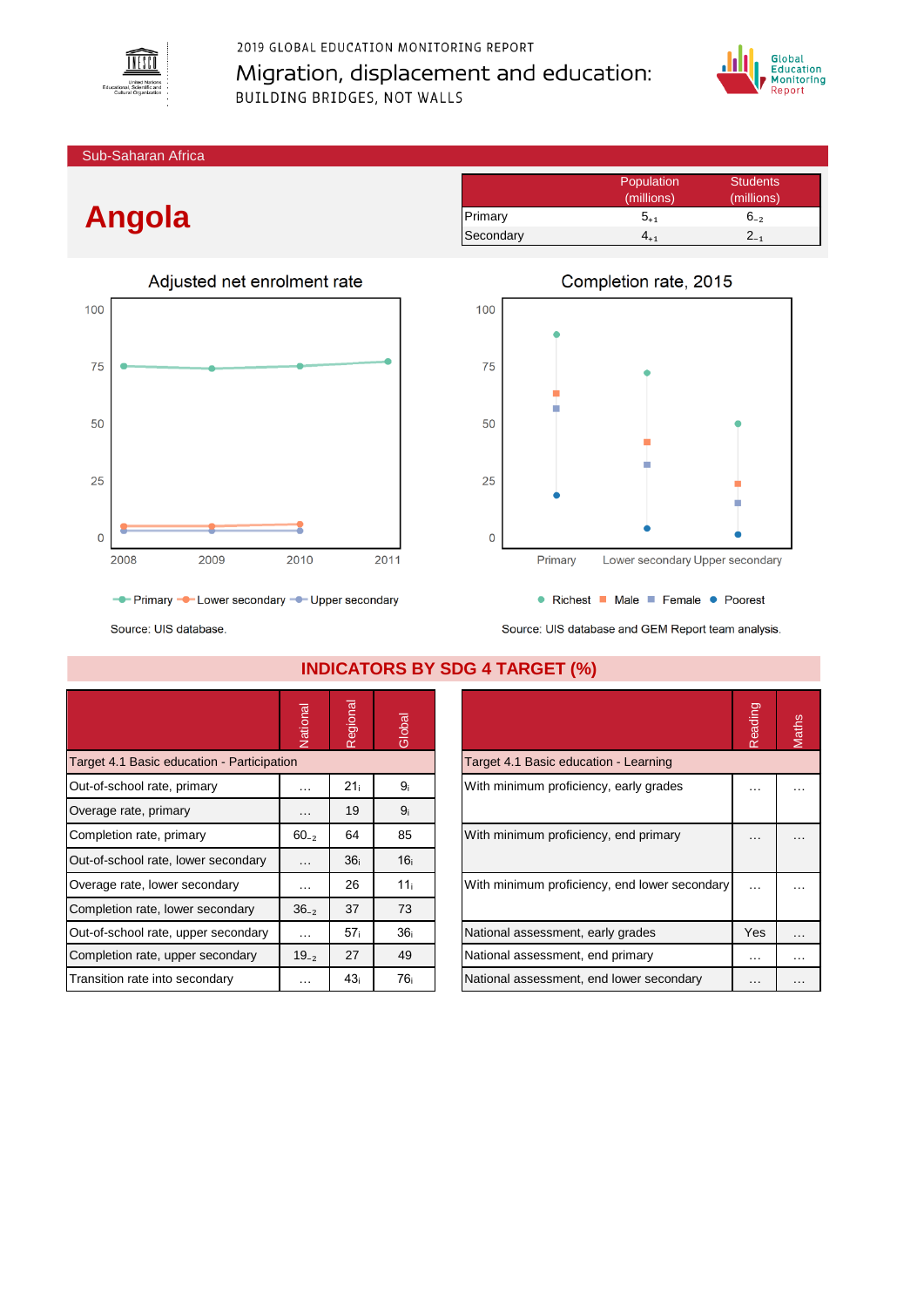2019 GLOBAL EDUCATION MONITORING REPORT

# Migration, displacement and education: BUILDING BRIDGES, NOT WALLS

Sub-Saharan Africa

# Angola

| | Population (millions) | Students (millions) |
|---|---|---|
| Primary | $5_{+1}$ | $6_{-2}$ |
| Secondary | $4_{+1}$ | $2_{-1}$ |

## Adjusted net enrolment rate

Primary, Lower secondary, Upper secondary

Source: UIS database.

## Completion rate, 2015

Richest, Male, Female, Poorest

Source: UIS database and GEM Report team analysis.

## INDICATORS BY SDG 4 TARGET (%)

| | National | Regional | Global |
|---|---|---|---|
| **Target 4.1 Basic education - Participation** | | | |
| Out-of-school rate, primary | … | $21_i$ | $9_i$ |
| Overage rate, primary | … | 19 | $9_i$ |
| Completion rate, primary | $60_{-2}$ | 64 | 85 |
| Out-of-school rate, lower secondary | … | $36_i$ | $16_i$ |
| Overage rate, lower secondary | … | 26 | $11_i$ |
| Completion rate, lower secondary | $36_{-2}$ | 37 | 73 |
| Out-of-school rate, upper secondary | … | $57_i$ | $36_i$ |
| Completion rate, upper secondary | $19_{-2}$ | 27 | 49 |
| Transition rate into secondary | … | $43_i$ | $76_i$ |

| | Reading | Maths |
|---|---|---|
| **Target 4.1 Basic education - Learning** | | |
| With minimum proficiency, early grades | … | … |
| With minimum proficiency, end primary | … | … |
| With minimum proficiency, end lower secondary | … | … |
| National assessment, early grades | Yes | … |
| National assessment, end primary | … | … |
| National assessment, end lower secondary | … | … |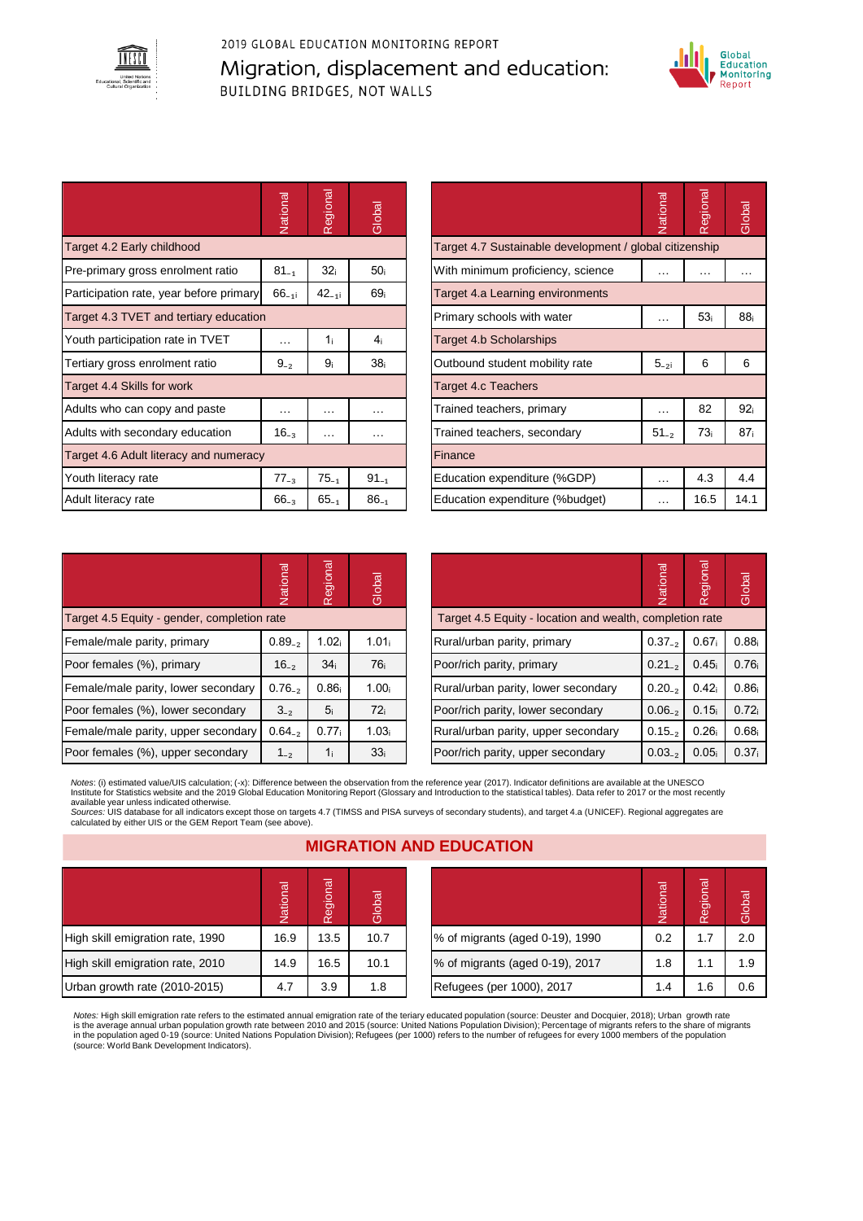| | National | Regional | Global |
|---|---|---|---|
| Target 4.2 Early childhood | | | |
| Pre-primary gross enrolment ratio | $81_{-1}$ | $32_{i}$ | $50_{i}$ |
| Participation rate, year before primary | $66_{-1i}$ | $42_{-1i}$ | $69_{i}$ |
| Target 4.3 TVET and tertiary education | | | |
| Youth participation rate in TVET | … | $1_{i}$ | $4_{i}$ |
| Tertiary gross enrolment ratio | $9_{-2}$ | $9_{i}$ | $38_{i}$ |
| Target 4.4 Skills for work | | | |
| Adults who can copy and paste | … | … | … |
| Adults with secondary education | $16_{-3}$ | … | … |
| Target 4.6 Adult literacy and numeracy | | | |
| Youth literacy rate | $77_{-3}$ | $75_{-1}$ | $91_{-1}$ |
| Adult literacy rate | $66_{-3}$ | $65_{-1}$ | $86_{-1}$ |

| | National | Regional | Global |
|---|---|---|---|
| Target 4.7 Sustainable development / global citizenship | | | |
| With minimum proficiency, science | … | … | … |
| Target 4.a Learning environments | | | |
| Primary schools with water | … | $53_{i}$ | $88_{i}$ |
| Target 4.b Scholarships | | | |
| Outbound student mobility rate | $5_{-2i}$ | 6 | 6 |
| Target 4.c Teachers | | | |
| Trained teachers, primary | … | 82 | $92_{i}$ |
| Trained teachers, secondary | $51_{-2}$ | $73_{i}$ | $87_{i}$ |
| Finance | | | |
| Education expenditure (%GDP) | … | 4.3 | 4.4 |
| Education expenditure (%budget) | … | 16.5 | 14.1 |

| | National | Regional | Global |
|---|---|---|---|
| Target 4.5 Equity - gender, completion rate | | | |
| Female/male parity, primary | $0.89_{-2}$ | $1.02_{i}$ | $1.01_{i}$ |
| Poor females (%), primary | $16_{-2}$ | $34_{i}$ | $76_{i}$ |
| Female/male parity, lower secondary | $0.76_{-2}$ | $0.86_{i}$ | $1.00_{i}$ |
| Poor females (%), lower secondary | $3_{-2}$ | $5_{i}$ | $72_{i}$ |
| Female/male parity, upper secondary | $0.64_{-2}$ | $0.77_{i}$ | $1.03_{i}$ |
| Poor females (%), upper secondary | $1_{-2}$ | $1_{i}$ | $33_{i}$ |

| | National | Regional | Global |
|---|---|---|---|
| Target 4.5 Equity - location and wealth, completion rate | | | |
| Rural/urban parity, primary | $0.37_{-2}$ | $0.67_{i}$ | $0.88_{i}$ |
| Poor/rich parity, primary | $0.21_{-2}$ | $0.45_{i}$ | $0.76_{i}$ |
| Rural/urban parity, lower secondary | $0.20_{-2}$ | $0.42_{i}$ | $0.86_{i}$ |
| Poor/rich parity, lower secondary | $0.06_{-2}$ | $0.15_{i}$ | $0.72_{i}$ |
| Rural/urban parity, upper secondary | $0.15_{-2}$ | $0.26_{i}$ | $0.68_{i}$ |
| Poor/rich parity, upper secondary | $0.03_{-2}$ | $0.05_{i}$ | $0.37_{i}$ |

*Notes*: (i) estimated value/UIS calculation; (-x): Difference between the observation from the reference year (2017). Indicator definitions are available at the UNESCO Institute for Statistics website and the 2019 Global Education Monitoring Report (Glossary and Introduction to the statistical tables). Data refer to 2017 or the most recently available year unless indicated otherwise.
*Sources:* UIS database for all indicators except those on targets 4.7 (TIMSS and PISA surveys of secondary students), and target 4.a (UNICEF). Regional aggregates are calculated by either UIS or the GEM Report Team (see above).

## MIGRATION AND EDUCATION

| | National | Regional | Global |
|---|---|---|---|
| High skill emigration rate, 1990 | 16.9 | 13.5 | 10.7 |
| High skill emigration rate, 2010 | 14.9 | 16.5 | 10.1 |
| Urban growth rate (2010-2015) | 4.7 | 3.9 | 1.8 |

| | National | Regional | Global |
|---|---|---|---|
| % of migrants (aged 0-19), 1990 | 0.2 | 1.7 | 2.0 |
| % of migrants (aged 0-19), 2017 | 1.8 | 1.1 | 1.9 |
| Refugees (per 1000), 2017 | 1.4 | 1.6 | 0.6 |

*Notes:* High skill emigration rate refers to the estimated annual emigration rate of the teriary educated population (source: Deuster and Docquier, 2018); Urban growth rate is the average annual urban population growth rate between 2010 and 2015 (source: United Nations Population Division); Percentage of migrants refers to the share of migrants in the population aged 0-19 (source: United Nations Population Division); Refugees (per 1000) refers to the number of refugees for every 1000 members of the population (source: World Bank Development Indicators).